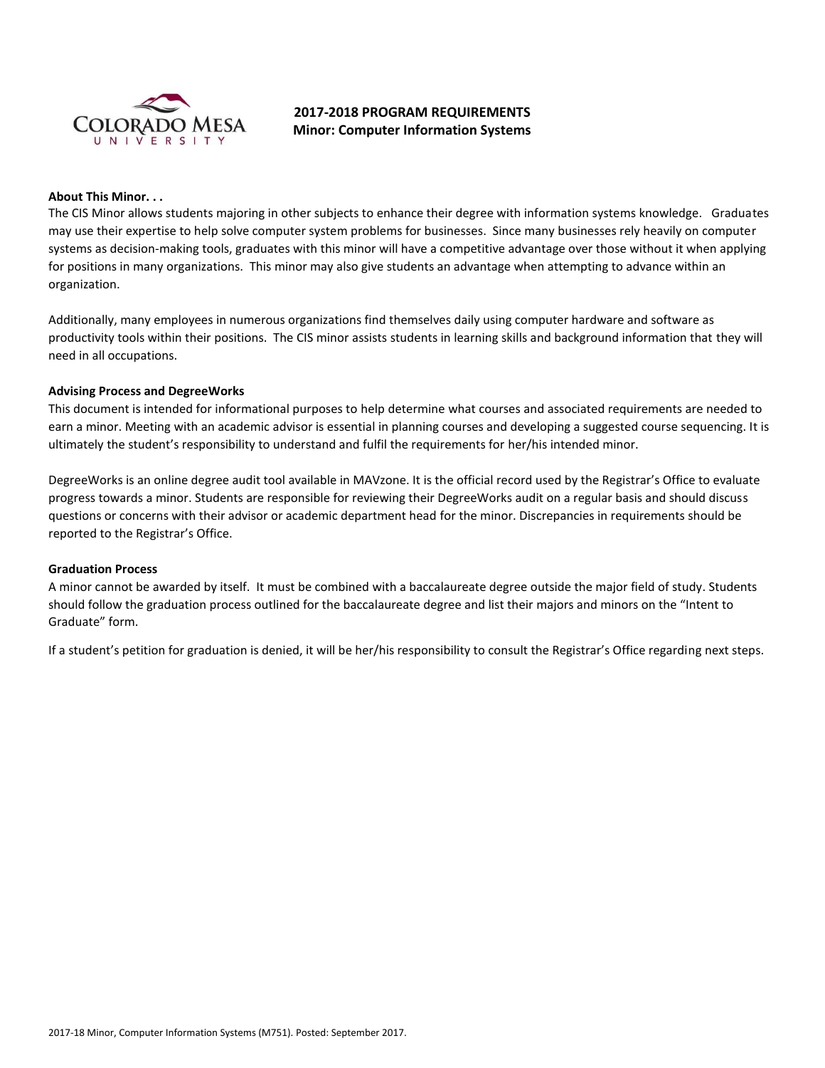# 2017-2018 PROGRAM REQUIREMENTS
## Minor: Computer Information Systems

**About This Minor. . .**

The CIS Minor allows students majoring in other subjects to enhance their degree with information systems knowledge. Graduates may use their expertise to help solve computer system problems for businesses. Since many businesses rely heavily on computer systems as decision-making tools, graduates with this minor will have a competitive advantage over those without it when applying for positions in many organizations. This minor may also give students an advantage when attempting to advance within an organization.

Additionally, many employees in numerous organizations find themselves daily using computer hardware and software as productivity tools within their positions. The CIS minor assists students in learning skills and background information that they will need in all occupations.

**Advising Process and DegreeWorks**

This document is intended for informational purposes to help determine what courses and associated requirements are needed to earn a minor. Meeting with an academic advisor is essential in planning courses and developing a suggested course sequencing. It is ultimately the student's responsibility to understand and fulfil the requirements for her/his intended minor.

DegreeWorks is an online degree audit tool available in MAVzone. It is the official record used by the Registrar's Office to evaluate progress towards a minor. Students are responsible for reviewing their DegreeWorks audit on a regular basis and should discuss questions or concerns with their advisor or academic department head for the minor. Discrepancies in requirements should be reported to the Registrar's Office.

**Graduation Process**

A minor cannot be awarded by itself. It must be combined with a baccalaureate degree outside the major field of study. Students should follow the graduation process outlined for the baccalaureate degree and list their majors and minors on the "Intent to Graduate" form.

If a student's petition for graduation is denied, it will be her/his responsibility to consult the Registrar's Office regarding next steps.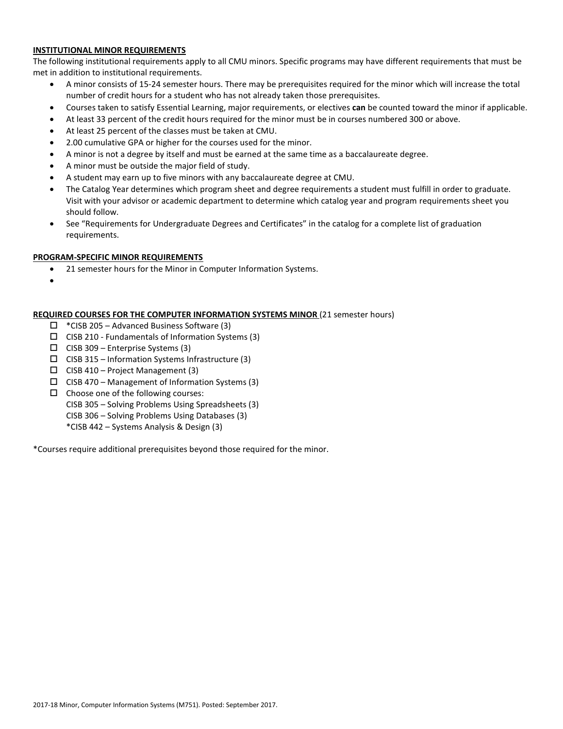**INSTITUTIONAL MINOR REQUIREMENTS**

The following institutional requirements apply to all CMU minors. Specific programs may have different requirements that must be met in addition to institutional requirements.

- A minor consists of 15-24 semester hours. There may be prerequisites required for the minor which will increase the total number of credit hours for a student who has not already taken those prerequisites.
- Courses taken to satisfy Essential Learning, major requirements, or electives **can** be counted toward the minor if applicable.
- At least 33 percent of the credit hours required for the minor must be in courses numbered 300 or above.
- At least 25 percent of the classes must be taken at CMU.
- 2.00 cumulative GPA or higher for the courses used for the minor.
- A minor is not a degree by itself and must be earned at the same time as a baccalaureate degree.
- A minor must be outside the major field of study.
- A student may earn up to five minors with any baccalaureate degree at CMU.
- The Catalog Year determines which program sheet and degree requirements a student must fulfill in order to graduate. Visit with your advisor or academic department to determine which catalog year and program requirements sheet you should follow.
- See "Requirements for Undergraduate Degrees and Certificates" in the catalog for a complete list of graduation requirements.

**PROGRAM-SPECIFIC MINOR REQUIREMENTS**

- 21 semester hours for the Minor in Computer Information Systems.
- 

**REQUIRED COURSES FOR THE COMPUTER INFORMATION SYSTEMS MINOR** (21 semester hours)

- ☐ *CISB 205 – Advanced Business Software (3)
- ☐ CISB 210 - Fundamentals of Information Systems (3)
- ☐ CISB 309 – Enterprise Systems (3)
- ☐ CISB 315 – Information Systems Infrastructure (3)
- ☐ CISB 410 – Project Management (3)
- ☐ CISB 470 – Management of Information Systems (3)
- ☐ Choose one of the following courses:
  CISB 305 – Solving Problems Using Spreadsheets (3)
  CISB 306 – Solving Problems Using Databases (3)
  *CISB 442 – Systems Analysis & Design (3)

*Courses require additional prerequisites beyond those required for the minor.

2017-18 Minor, Computer Information Systems (M751). Posted: September 2017.